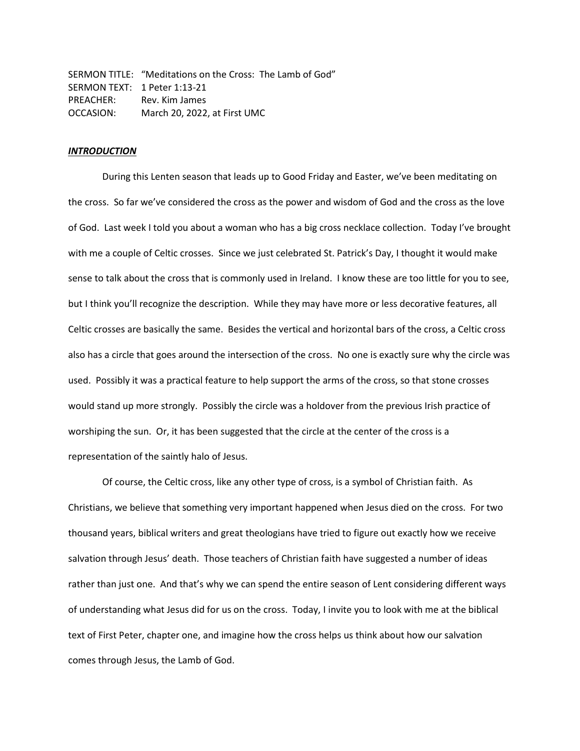SERMON TITLE: "Meditations on the Cross: The Lamb of God"
SERMON TEXT: 1 Peter 1:13-21
PREACHER: Rev. Kim James
OCCASION: March 20, 2022, at First UMC

***INTRODUCTION***

During this Lenten season that leads up to Good Friday and Easter, we've been meditating on the cross. So far we've considered the cross as the power and wisdom of God and the cross as the love of God. Last week I told you about a woman who has a big cross necklace collection. Today I've brought with me a couple of Celtic crosses. Since we just celebrated St. Patrick's Day, I thought it would make sense to talk about the cross that is commonly used in Ireland. I know these are too little for you to see, but I think you'll recognize the description. While they may have more or less decorative features, all Celtic crosses are basically the same. Besides the vertical and horizontal bars of the cross, a Celtic cross also has a circle that goes around the intersection of the cross. No one is exactly sure why the circle was used. Possibly it was a practical feature to help support the arms of the cross, so that stone crosses would stand up more strongly. Possibly the circle was a holdover from the previous Irish practice of worshiping the sun. Or, it has been suggested that the circle at the center of the cross is a representation of the saintly halo of Jesus.

Of course, the Celtic cross, like any other type of cross, is a symbol of Christian faith. As Christians, we believe that something very important happened when Jesus died on the cross. For two thousand years, biblical writers and great theologians have tried to figure out exactly how we receive salvation through Jesus' death. Those teachers of Christian faith have suggested a number of ideas rather than just one. And that's why we can spend the entire season of Lent considering different ways of understanding what Jesus did for us on the cross. Today, I invite you to look with me at the biblical text of First Peter, chapter one, and imagine how the cross helps us think about how our salvation comes through Jesus, the Lamb of God.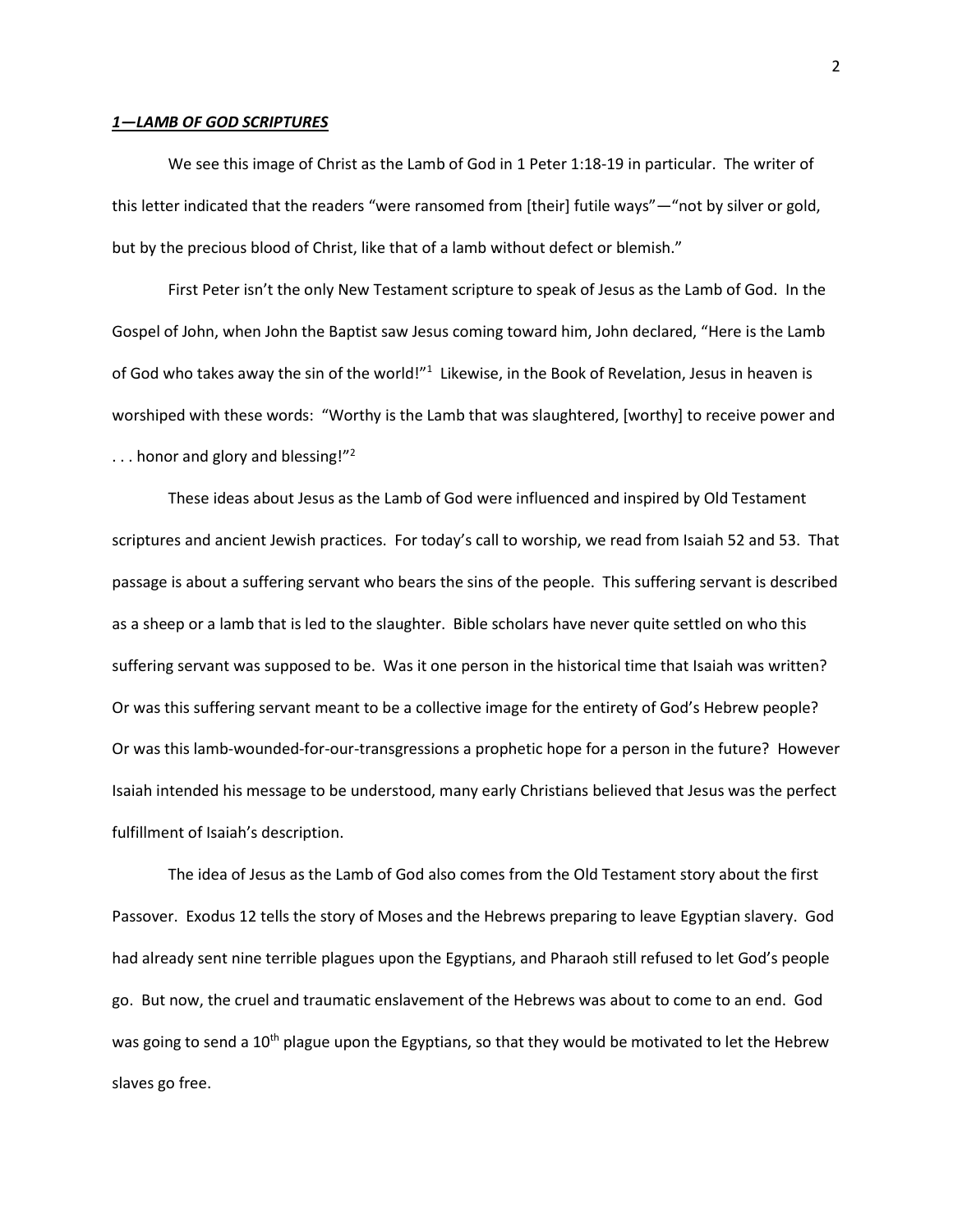***1—LAMB OF GOD SCRIPTURES***

We see this image of Christ as the Lamb of God in 1 Peter 1:18-19 in particular. The writer of this letter indicated that the readers "were ransomed from [their] futile ways"—"not by silver or gold, but by the precious blood of Christ, like that of a lamb without defect or blemish."

First Peter isn't the only New Testament scripture to speak of Jesus as the Lamb of God. In the Gospel of John, when John the Baptist saw Jesus coming toward him, John declared, "Here is the Lamb of God who takes away the sin of the world!"[1] Likewise, in the Book of Revelation, Jesus in heaven is worshiped with these words: "Worthy is the Lamb that was slaughtered, [worthy] to receive power and . . . honor and glory and blessing!"[2]

These ideas about Jesus as the Lamb of God were influenced and inspired by Old Testament scriptures and ancient Jewish practices. For today's call to worship, we read from Isaiah 52 and 53. That passage is about a suffering servant who bears the sins of the people. This suffering servant is described as a sheep or a lamb that is led to the slaughter. Bible scholars have never quite settled on who this suffering servant was supposed to be. Was it one person in the historical time that Isaiah was written? Or was this suffering servant meant to be a collective image for the entirety of God's Hebrew people? Or was this lamb-wounded-for-our-transgressions a prophetic hope for a person in the future? However Isaiah intended his message to be understood, many early Christians believed that Jesus was the perfect fulfillment of Isaiah's description.

The idea of Jesus as the Lamb of God also comes from the Old Testament story about the first Passover. Exodus 12 tells the story of Moses and the Hebrews preparing to leave Egyptian slavery. God had already sent nine terrible plagues upon the Egyptians, and Pharaoh still refused to let God's people go. But now, the cruel and traumatic enslavement of the Hebrews was about to come to an end. God was going to send a 10th plague upon the Egyptians, so that they would be motivated to let the Hebrew slaves go free.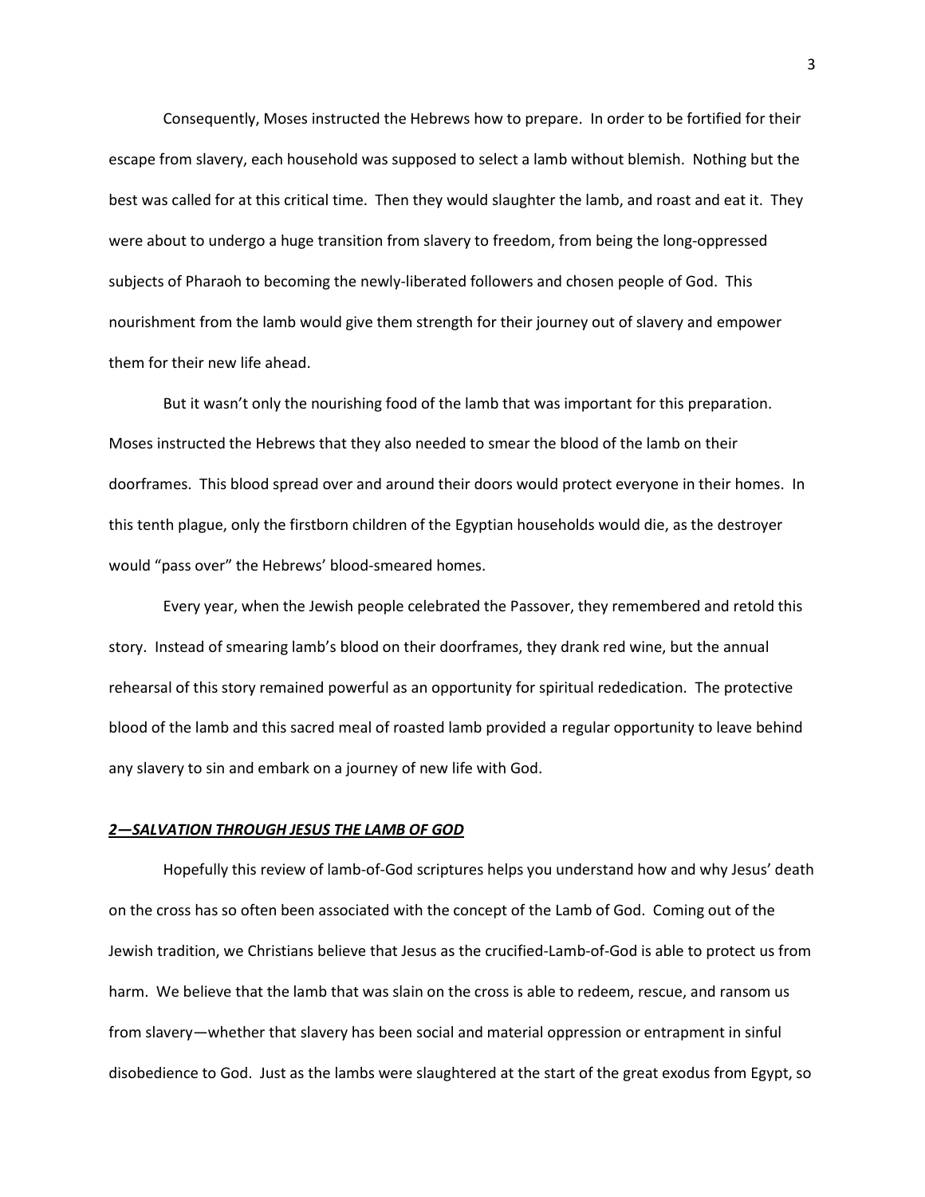Consequently, Moses instructed the Hebrews how to prepare. In order to be fortified for their escape from slavery, each household was supposed to select a lamb without blemish. Nothing but the best was called for at this critical time. Then they would slaughter the lamb, and roast and eat it. They were about to undergo a huge transition from slavery to freedom, from being the long-oppressed subjects of Pharaoh to becoming the newly-liberated followers and chosen people of God. This nourishment from the lamb would give them strength for their journey out of slavery and empower them for their new life ahead.

But it wasn't only the nourishing food of the lamb that was important for this preparation. Moses instructed the Hebrews that they also needed to smear the blood of the lamb on their doorframes. This blood spread over and around their doors would protect everyone in their homes. In this tenth plague, only the firstborn children of the Egyptian households would die, as the destroyer would "pass over" the Hebrews' blood-smeared homes.

Every year, when the Jewish people celebrated the Passover, they remembered and retold this story. Instead of smearing lamb's blood on their doorframes, they drank red wine, but the annual rehearsal of this story remained powerful as an opportunity for spiritual rededication. The protective blood of the lamb and this sacred meal of roasted lamb provided a regular opportunity to leave behind any slavery to sin and embark on a journey of new life with God.

## ***2—SALVATION THROUGH JESUS THE LAMB OF GOD***

Hopefully this review of lamb-of-God scriptures helps you understand how and why Jesus' death on the cross has so often been associated with the concept of the Lamb of God. Coming out of the Jewish tradition, we Christians believe that Jesus as the crucified-Lamb-of-God is able to protect us from harm. We believe that the lamb that was slain on the cross is able to redeem, rescue, and ransom us from slavery—whether that slavery has been social and material oppression or entrapment in sinful disobedience to God. Just as the lambs were slaughtered at the start of the great exodus from Egypt, so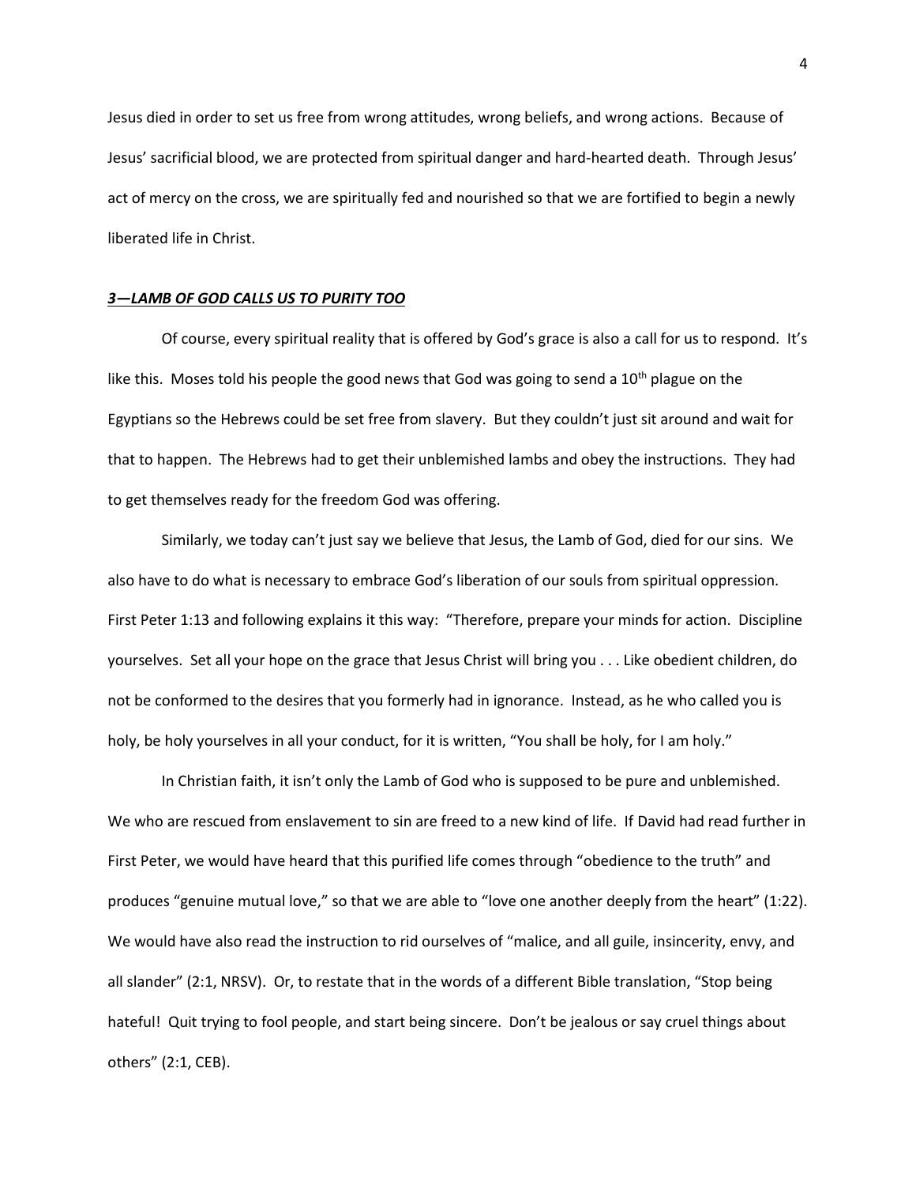Jesus died in order to set us free from wrong attitudes, wrong beliefs, and wrong actions. Because of Jesus' sacrificial blood, we are protected from spiritual danger and hard-hearted death. Through Jesus' act of mercy on the cross, we are spiritually fed and nourished so that we are fortified to begin a newly liberated life in Christ.

### ***3—LAMB OF GOD CALLS US TO PURITY TOO***

Of course, every spiritual reality that is offered by God's grace is also a call for us to respond. It's like this. Moses told his people the good news that God was going to send a 10th plague on the Egyptians so the Hebrews could be set free from slavery. But they couldn't just sit around and wait for that to happen. The Hebrews had to get their unblemished lambs and obey the instructions. They had to get themselves ready for the freedom God was offering.

Similarly, we today can't just say we believe that Jesus, the Lamb of God, died for our sins. We also have to do what is necessary to embrace God's liberation of our souls from spiritual oppression. First Peter 1:13 and following explains it this way: "Therefore, prepare your minds for action. Discipline yourselves. Set all your hope on the grace that Jesus Christ will bring you . . . Like obedient children, do not be conformed to the desires that you formerly had in ignorance. Instead, as he who called you is holy, be holy yourselves in all your conduct, for it is written, "You shall be holy, for I am holy."

In Christian faith, it isn't only the Lamb of God who is supposed to be pure and unblemished. We who are rescued from enslavement to sin are freed to a new kind of life. If David had read further in First Peter, we would have heard that this purified life comes through "obedience to the truth" and produces "genuine mutual love," so that we are able to "love one another deeply from the heart" (1:22). We would have also read the instruction to rid ourselves of "malice, and all guile, insincerity, envy, and all slander" (2:1, NRSV). Or, to restate that in the words of a different Bible translation, "Stop being hateful! Quit trying to fool people, and start being sincere. Don't be jealous or say cruel things about others" (2:1, CEB).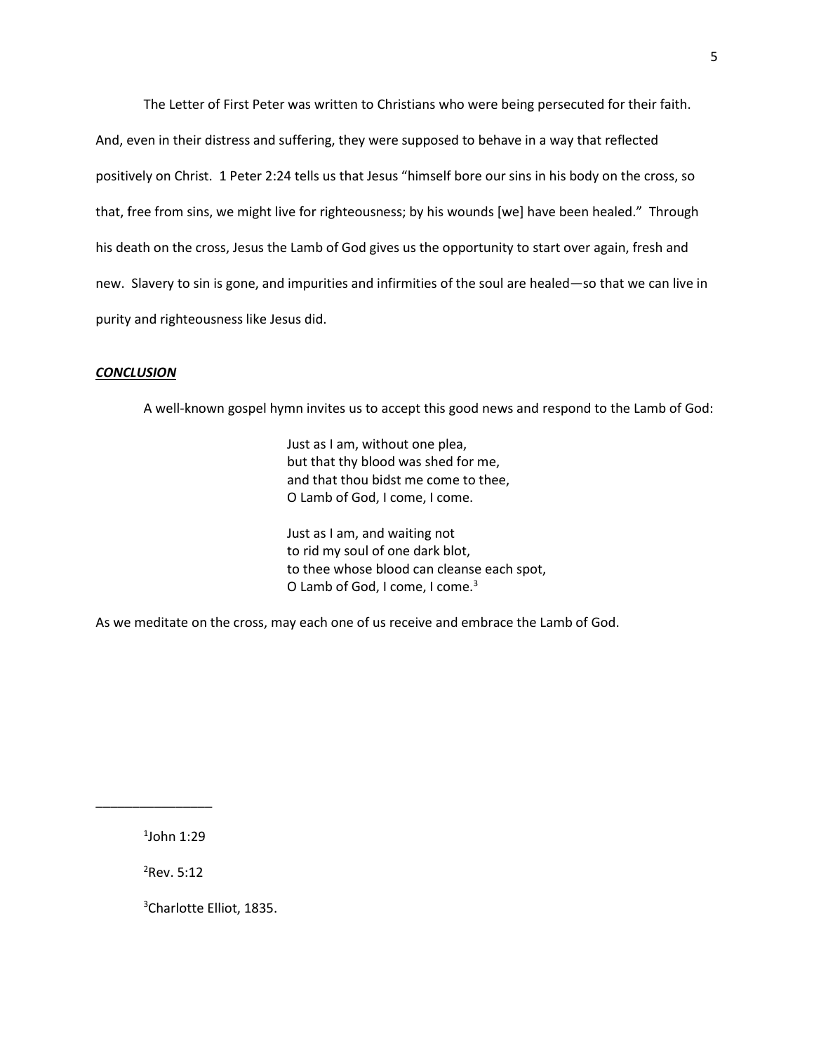The Letter of First Peter was written to Christians who were being persecuted for their faith. And, even in their distress and suffering, they were supposed to behave in a way that reflected positively on Christ. 1 Peter 2:24 tells us that Jesus "himself bore our sins in his body on the cross, so that, free from sins, we might live for righteousness; by his wounds [we] have been healed." Through his death on the cross, Jesus the Lamb of God gives us the opportunity to start over again, fresh and new. Slavery to sin is gone, and impurities and infirmities of the soul are healed—so that we can live in purity and righteousness like Jesus did.

***CONCLUSION***

A well-known gospel hymn invites us to accept this good news and respond to the Lamb of God:

> Just as I am, without one plea,
> but that thy blood was shed for me,
> and that thou bidst me come to thee,
> O Lamb of God, I come, I come.
>
> Just as I am, and waiting not
> to rid my soul of one dark blot,
> to thee whose blood can cleanse each spot,
> O Lamb of God, I come, I come.[3]

As we meditate on the cross, may each one of us receive and embrace the Lamb of God.

---

[1]John 1:29

[2]Rev. 5:12

[3]Charlotte Elliot, 1835.